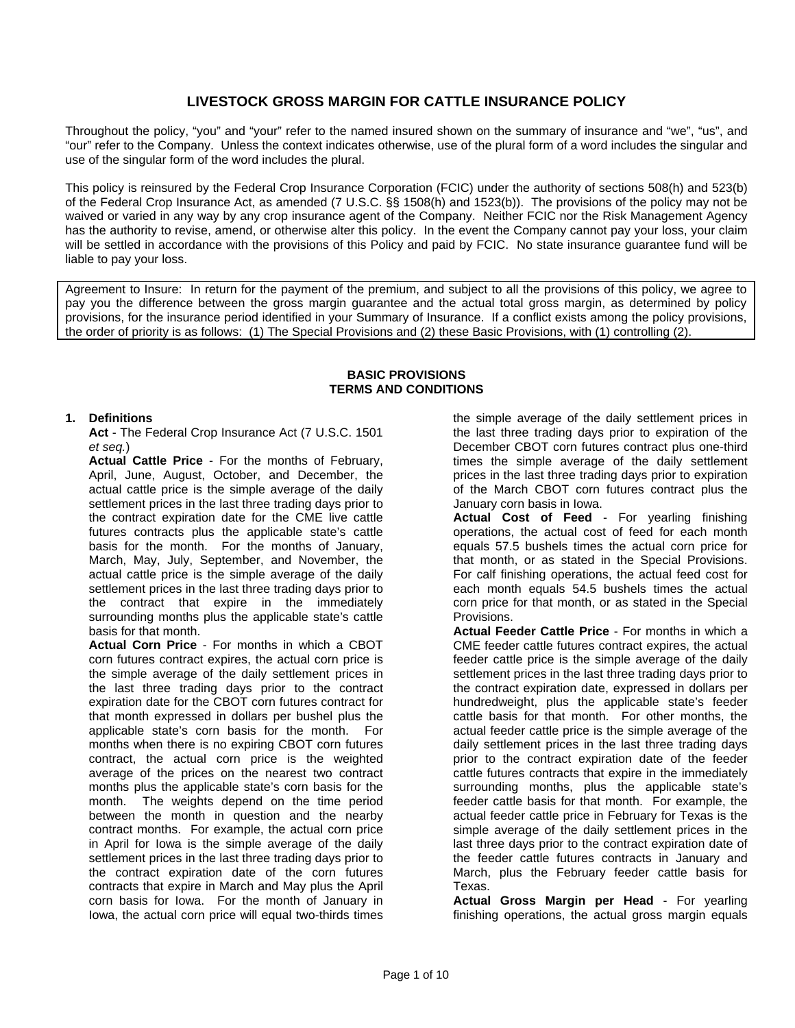# LIVESTOCK GROSS MARGIN FOR CATTLE INSURANCE POLICY

Throughout the policy, “you” and “your” refer to the named insured shown on the summary of insurance and “we”, “us”, and “our” refer to the Company. Unless the context indicates otherwise, use of the plural form of a word includes the singular and use of the singular form of the word includes the plural.

This policy is reinsured by the Federal Crop Insurance Corporation (FCIC) under the authority of sections 508(h) and 523(b) of the Federal Crop Insurance Act, as amended (7 U.S.C. §§ 1508(h) and 1523(b)). The provisions of the policy may not be waived or varied in any way by any crop insurance agent of the Company. Neither FCIC nor the Risk Management Agency has the authority to revise, amend, or otherwise alter this policy. In the event the Company cannot pay your loss, your claim will be settled in accordance with the provisions of this Policy and paid by FCIC. No state insurance guarantee fund will be liable to pay your loss.

Agreement to Insure: In return for the payment of the premium, and subject to all the provisions of this policy, we agree to pay you the difference between the gross margin guarantee and the actual total gross margin, as determined by policy provisions, for the insurance period identified in your Summary of Insurance. If a conflict exists among the policy provisions, the order of priority is as follows: (1) The Special Provisions and (2) these Basic Provisions, with (1) controlling (2).

## BASIC PROVISIONS
## TERMS AND CONDITIONS

**1. Definitions**

**Act** - The Federal Crop Insurance Act (7 U.S.C. 1501 *et seq.*)

**Actual Cattle Price** - For the months of February, April, June, August, October, and December, the actual cattle price is the simple average of the daily settlement prices in the last three trading days prior to the contract expiration date for the CME live cattle futures contracts plus the applicable state’s cattle basis for the month. For the months of January, March, May, July, September, and November, the actual cattle price is the simple average of the daily settlement prices in the last three trading days prior to the contract that expire in the immediately surrounding months plus the applicable state’s cattle basis for that month.

**Actual Corn Price** - For months in which a CBOT corn futures contract expires, the actual corn price is the simple average of the daily settlement prices in the last three trading days prior to the contract expiration date for the CBOT corn futures contract for that month expressed in dollars per bushel plus the applicable state’s corn basis for the month. For months when there is no expiring CBOT corn futures contract, the actual corn price is the weighted average of the prices on the nearest two contract months plus the applicable state’s corn basis for the month. The weights depend on the time period between the month in question and the nearby contract months. For example, the actual corn price in April for Iowa is the simple average of the daily settlement prices in the last three trading days prior to the contract expiration date of the corn futures contracts that expire in March and May plus the April corn basis for Iowa. For the month of January in Iowa, the actual corn price will equal two-thirds times the simple average of the daily settlement prices in the last three trading days prior to expiration of the December CBOT corn futures contract plus one-third times the simple average of the daily settlement prices in the last three trading days prior to expiration of the March CBOT corn futures contract plus the January corn basis in Iowa.

**Actual Cost of Feed** - For yearling finishing operations, the actual cost of feed for each month equals 57.5 bushels times the actual corn price for that month, or as stated in the Special Provisions. For calf finishing operations, the actual feed cost for each month equals 54.5 bushels times the actual corn price for that month, or as stated in the Special Provisions.

**Actual Feeder Cattle Price** - For months in which a CME feeder cattle futures contract expires, the actual feeder cattle price is the simple average of the daily settlement prices in the last three trading days prior to the contract expiration date, expressed in dollars per hundredweight, plus the applicable state’s feeder cattle basis for that month. For other months, the actual feeder cattle price is the simple average of the daily settlement prices in the last three trading days prior to the contract expiration date of the feeder cattle futures contracts that expire in the immediately surrounding months, plus the applicable state’s feeder cattle basis for that month. For example, the actual feeder cattle price in February for Texas is the simple average of the daily settlement prices in the last three days prior to the contract expiration date of the feeder cattle futures contracts in January and March, plus the February feeder cattle basis for Texas.

**Actual Gross Margin per Head** - For yearling finishing operations, the actual gross margin equals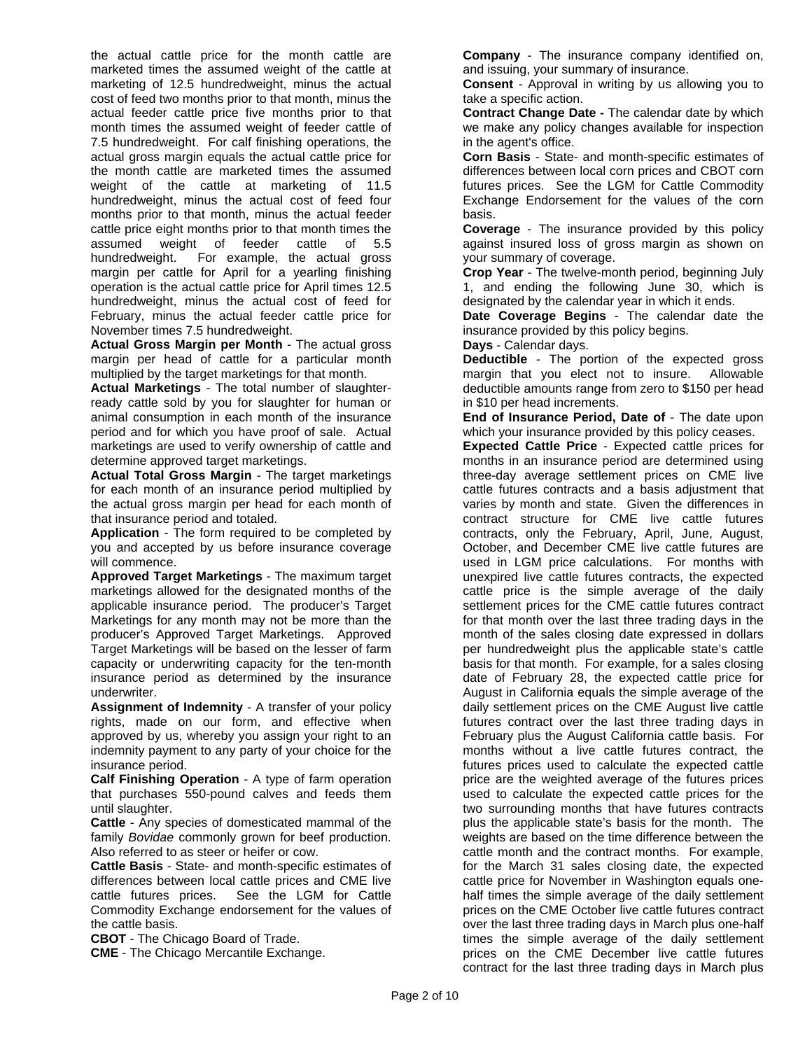the actual cattle price for the month cattle are marketed times the assumed weight of the cattle at marketing of 12.5 hundredweight, minus the actual cost of feed two months prior to that month, minus the actual feeder cattle price five months prior to that month times the assumed weight of feeder cattle of 7.5 hundredweight. For calf finishing operations, the actual gross margin equals the actual cattle price for the month cattle are marketed times the assumed weight of the cattle at marketing of 11.5 hundredweight, minus the actual cost of feed four months prior to that month, minus the actual feeder cattle price eight months prior to that month times the assumed weight of feeder cattle of 5.5 hundredweight. For example, the actual gross margin per cattle for April for a yearling finishing operation is the actual cattle price for April times 12.5 hundredweight, minus the actual cost of feed for February, minus the actual feeder cattle price for November times 7.5 hundredweight.

**Actual Gross Margin per Month** - The actual gross margin per head of cattle for a particular month multiplied by the target marketings for that month.

**Actual Marketings** - The total number of slaughter-ready cattle sold by you for slaughter for human or animal consumption in each month of the insurance period and for which you have proof of sale. Actual marketings are used to verify ownership of cattle and determine approved target marketings.

**Actual Total Gross Margin** - The target marketings for each month of an insurance period multiplied by the actual gross margin per head for each month of that insurance period and totaled.

**Application** - The form required to be completed by you and accepted by us before insurance coverage will commence.

**Approved Target Marketings** - The maximum target marketings allowed for the designated months of the applicable insurance period. The producer's Target Marketings for any month may not be more than the producer's Approved Target Marketings. Approved Target Marketings will be based on the lesser of farm capacity or underwriting capacity for the ten-month insurance period as determined by the insurance underwriter.

**Assignment of Indemnity** - A transfer of your policy rights, made on our form, and effective when approved by us, whereby you assign your right to an indemnity payment to any party of your choice for the insurance period.

**Calf Finishing Operation** - A type of farm operation that purchases 550-pound calves and feeds them until slaughter.

**Cattle** - Any species of domesticated mammal of the family *Bovidae* commonly grown for beef production. Also referred to as steer or heifer or cow.

**Cattle Basis** - State- and month-specific estimates of differences between local cattle prices and CME live cattle futures prices. See the LGM for Cattle Commodity Exchange endorsement for the values of the cattle basis.

**CBOT** - The Chicago Board of Trade.

**CME** - The Chicago Mercantile Exchange.

**Company** - The insurance company identified on, and issuing, your summary of insurance.

**Consent** - Approval in writing by us allowing you to take a specific action.

**Contract Change Date -** The calendar date by which we make any policy changes available for inspection in the agent's office.

**Corn Basis** - State- and month-specific estimates of differences between local corn prices and CBOT corn futures prices. See the LGM for Cattle Commodity Exchange Endorsement for the values of the corn basis.

**Coverage** - The insurance provided by this policy against insured loss of gross margin as shown on your summary of coverage.

**Crop Year** - The twelve-month period, beginning July 1, and ending the following June 30, which is designated by the calendar year in which it ends.

**Date Coverage Begins** - The calendar date the insurance provided by this policy begins.

**Days** - Calendar days.

**Deductible** - The portion of the expected gross margin that you elect not to insure. Allowable deductible amounts range from zero to $150 per head in $10 per head increments.

**End of Insurance Period, Date of** - The date upon which your insurance provided by this policy ceases.

**Expected Cattle Price** - Expected cattle prices for months in an insurance period are determined using three-day average settlement prices on CME live cattle futures contracts and a basis adjustment that varies by month and state. Given the differences in contract structure for CME live cattle futures contracts, only the February, April, June, August, October, and December CME live cattle futures are used in LGM price calculations. For months with unexpired live cattle futures contracts, the expected cattle price is the simple average of the daily settlement prices for the CME cattle futures contract for that month over the last three trading days in the month of the sales closing date expressed in dollars per hundredweight plus the applicable state's cattle basis for that month. For example, for a sales closing date of February 28, the expected cattle price for August in California equals the simple average of the daily settlement prices on the CME August live cattle futures contract over the last three trading days in February plus the August California cattle basis. For months without a live cattle futures contract, the futures prices used to calculate the expected cattle price are the weighted average of the futures prices used to calculate the expected cattle prices for the two surrounding months that have futures contracts plus the applicable state's basis for the month. The weights are based on the time difference between the cattle month and the contract months. For example, for the March 31 sales closing date, the expected cattle price for November in Washington equals one-half times the simple average of the daily settlement prices on the CME October live cattle futures contract over the last three trading days in March plus one-half times the simple average of the daily settlement prices on the CME December live cattle futures contract for the last three trading days in March plus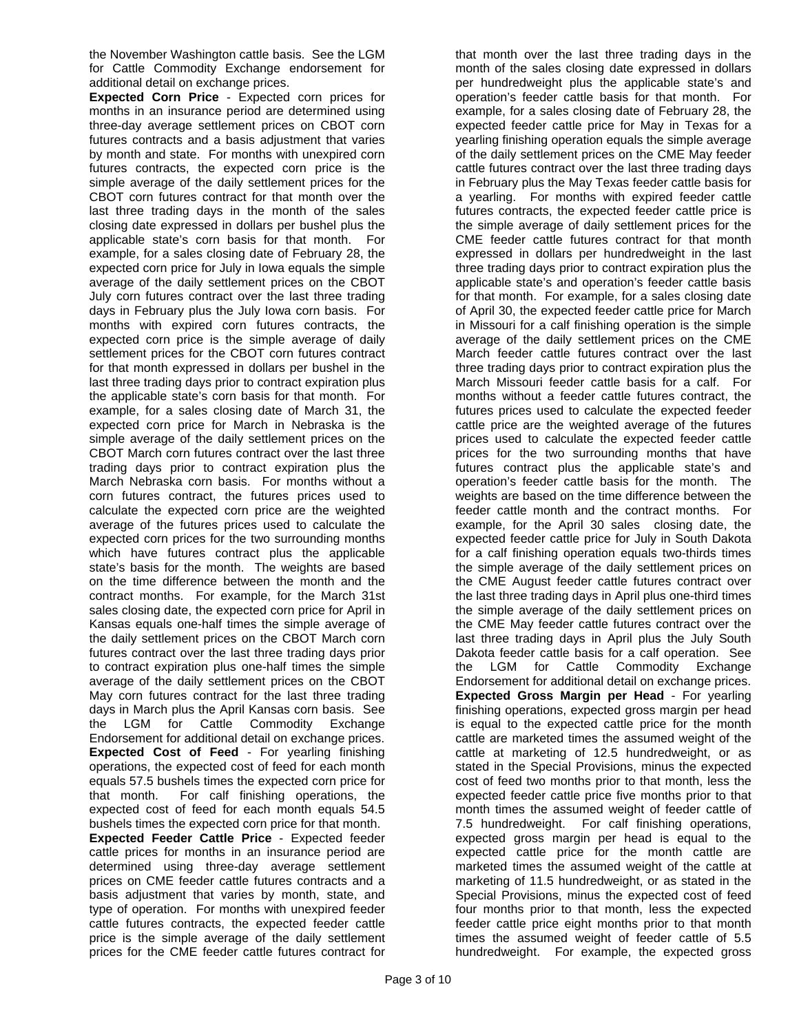the November Washington cattle basis. See the LGM for Cattle Commodity Exchange endorsement for additional detail on exchange prices.

**Expected Corn Price** - Expected corn prices for months in an insurance period are determined using three-day average settlement prices on CBOT corn futures contracts and a basis adjustment that varies by month and state. For months with unexpired corn futures contracts, the expected corn price is the simple average of the daily settlement prices for the CBOT corn futures contract for that month over the last three trading days in the month of the sales closing date expressed in dollars per bushel plus the applicable state's corn basis for that month. For example, for a sales closing date of February 28, the expected corn price for July in Iowa equals the simple average of the daily settlement prices on the CBOT July corn futures contract over the last three trading days in February plus the July Iowa corn basis. For months with expired corn futures contracts, the expected corn price is the simple average of daily settlement prices for the CBOT corn futures contract for that month expressed in dollars per bushel in the last three trading days prior to contract expiration plus the applicable state's corn basis for that month. For example, for a sales closing date of March 31, the expected corn price for March in Nebraska is the simple average of the daily settlement prices on the CBOT March corn futures contract over the last three trading days prior to contract expiration plus the March Nebraska corn basis. For months without a corn futures contract, the futures prices used to calculate the expected corn price are the weighted average of the futures prices used to calculate the expected corn prices for the two surrounding months which have futures contract plus the applicable state's basis for the month. The weights are based on the time difference between the month and the contract months. For example, for the March 31st sales closing date, the expected corn price for April in Kansas equals one-half times the simple average of the daily settlement prices on the CBOT March corn futures contract over the last three trading days prior to contract expiration plus one-half times the simple average of the daily settlement prices on the CBOT May corn futures contract for the last three trading days in March plus the April Kansas corn basis. See the LGM for Cattle Commodity Exchange Endorsement for additional detail on exchange prices.

**Expected Cost of Feed** - For yearling finishing operations, the expected cost of feed for each month equals 57.5 bushels times the expected corn price for that month. For calf finishing operations, the expected cost of feed for each month equals 54.5 bushels times the expected corn price for that month.

**Expected Feeder Cattle Price** - Expected feeder cattle prices for months in an insurance period are determined using three-day average settlement prices on CME feeder cattle futures contracts and a basis adjustment that varies by month, state, and type of operation. For months with unexpired feeder cattle futures contracts, the expected feeder cattle price is the simple average of the daily settlement prices for the CME feeder cattle futures contract for that month over the last three trading days in the month of the sales closing date expressed in dollars per hundredweight plus the applicable state's and operation's feeder cattle basis for that month. For example, for a sales closing date of February 28, the expected feeder cattle price for May in Texas for a yearling finishing operation equals the simple average of the daily settlement prices on the CME May feeder cattle futures contract over the last three trading days in February plus the May Texas feeder cattle basis for a yearling. For months with expired feeder cattle futures contracts, the expected feeder cattle price is the simple average of daily settlement prices for the CME feeder cattle futures contract for that month expressed in dollars per hundredweight in the last three trading days prior to contract expiration plus the applicable state's and operation's feeder cattle basis for that month. For example, for a sales closing date of April 30, the expected feeder cattle price for March in Missouri for a calf finishing operation is the simple average of the daily settlement prices on the CME March feeder cattle futures contract over the last three trading days prior to contract expiration plus the March Missouri feeder cattle basis for a calf. For months without a feeder cattle futures contract, the futures prices used to calculate the expected feeder cattle price are the weighted average of the futures prices used to calculate the expected feeder cattle prices for the two surrounding months that have futures contract plus the applicable state's and operation's feeder cattle basis for the month. The weights are based on the time difference between the feeder cattle month and the contract months. For example, for the April 30 sales closing date, the expected feeder cattle price for July in South Dakota for a calf finishing operation equals two-thirds times the simple average of the daily settlement prices on the CME August feeder cattle futures contract over the last three trading days in April plus one-third times the simple average of the daily settlement prices on the CME May feeder cattle futures contract over the last three trading days in April plus the July South Dakota feeder cattle basis for a calf operation. See the LGM for Cattle Commodity Exchange Endorsement for additional detail on exchange prices.

**Expected Gross Margin per Head** - For yearling finishing operations, expected gross margin per head is equal to the expected cattle price for the month cattle are marketed times the assumed weight of the cattle at marketing of 12.5 hundredweight, or as stated in the Special Provisions, minus the expected cost of feed two months prior to that month, less the expected feeder cattle price five months prior to that month times the assumed weight of feeder cattle of 7.5 hundredweight. For calf finishing operations, expected gross margin per head is equal to the expected cattle price for the month cattle are marketed times the assumed weight of the cattle at marketing of 11.5 hundredweight, or as stated in the Special Provisions, minus the expected cost of feed four months prior to that month, less the expected feeder cattle price eight months prior to that month times the assumed weight of feeder cattle of 5.5 hundredweight. For example, the expected gross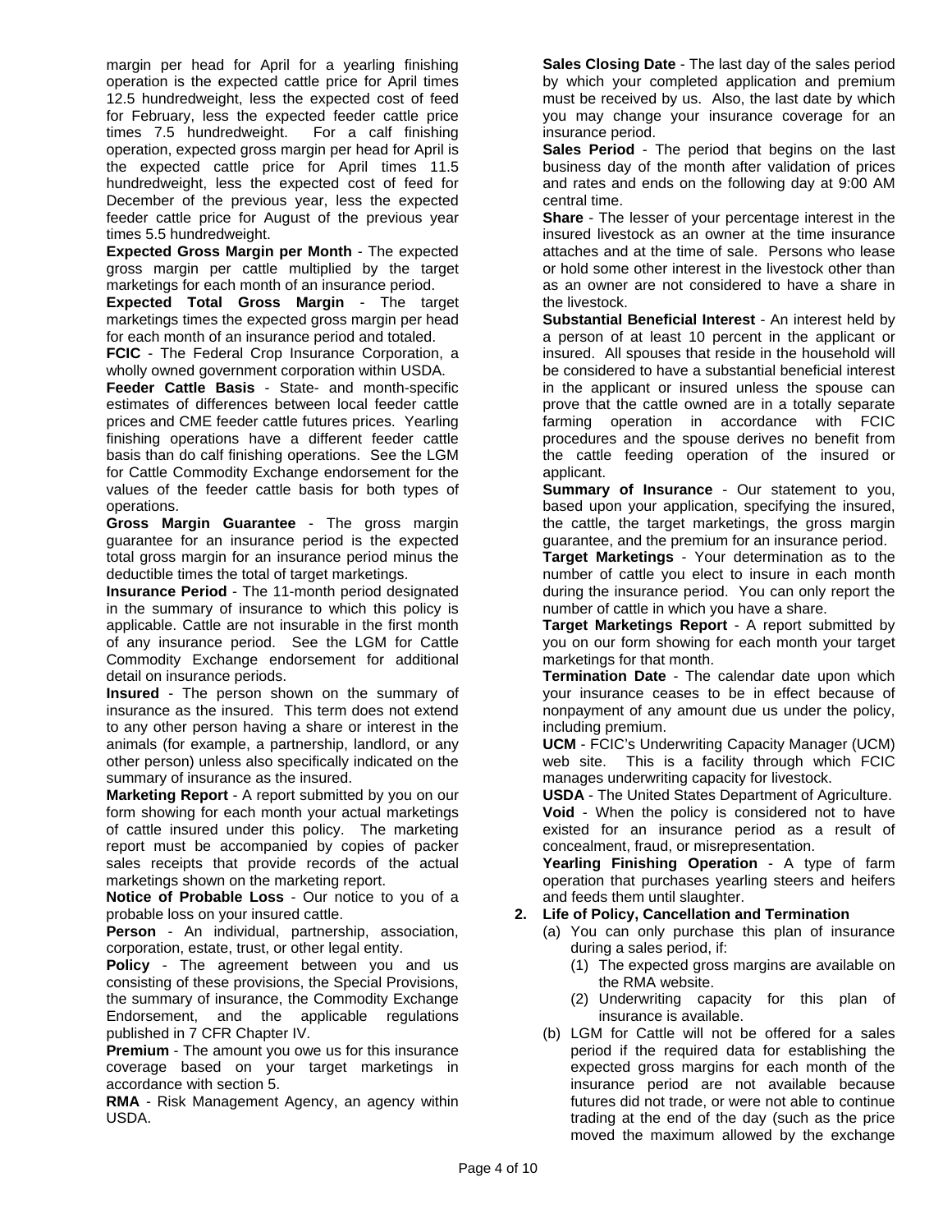margin per head for April for a yearling finishing operation is the expected cattle price for April times 12.5 hundredweight, less the expected cost of feed for February, less the expected feeder cattle price times 7.5 hundredweight. For a calf finishing operation, expected gross margin per head for April is the expected cattle price for April times 11.5 hundredweight, less the expected cost of feed for December of the previous year, less the expected feeder cattle price for August of the previous year times 5.5 hundredweight.

**Expected Gross Margin per Month** - The expected gross margin per cattle multiplied by the target marketings for each month of an insurance period.

**Expected Total Gross Margin** - The target marketings times the expected gross margin per head for each month of an insurance period and totaled.

**FCIC** - The Federal Crop Insurance Corporation, a wholly owned government corporation within USDA.

**Feeder Cattle Basis** - State- and month-specific estimates of differences between local feeder cattle prices and CME feeder cattle futures prices. Yearling finishing operations have a different feeder cattle basis than do calf finishing operations. See the LGM for Cattle Commodity Exchange endorsement for the values of the feeder cattle basis for both types of operations.

**Gross Margin Guarantee** - The gross margin guarantee for an insurance period is the expected total gross margin for an insurance period minus the deductible times the total of target marketings.

**Insurance Period** - The 11-month period designated in the summary of insurance to which this policy is applicable. Cattle are not insurable in the first month of any insurance period. See the LGM for Cattle Commodity Exchange endorsement for additional detail on insurance periods.

**Insured** - The person shown on the summary of insurance as the insured. This term does not extend to any other person having a share or interest in the animals (for example, a partnership, landlord, or any other person) unless also specifically indicated on the summary of insurance as the insured.

**Marketing Report** - A report submitted by you on our form showing for each month your actual marketings of cattle insured under this policy. The marketing report must be accompanied by copies of packer sales receipts that provide records of the actual marketings shown on the marketing report.

**Notice of Probable Loss** - Our notice to you of a probable loss on your insured cattle.

**Person** - An individual, partnership, association, corporation, estate, trust, or other legal entity.

**Policy** - The agreement between you and us consisting of these provisions, the Special Provisions, the summary of insurance, the Commodity Exchange Endorsement, and the applicable regulations published in 7 CFR Chapter IV.

**Premium** - The amount you owe us for this insurance coverage based on your target marketings in accordance with section 5.

**RMA** - Risk Management Agency, an agency within USDA.

**Sales Closing Date** - The last day of the sales period by which your completed application and premium must be received by us. Also, the last date by which you may change your insurance coverage for an insurance period.

**Sales Period** - The period that begins on the last business day of the month after validation of prices and rates and ends on the following day at 9:00 AM central time.

**Share** - The lesser of your percentage interest in the insured livestock as an owner at the time insurance attaches and at the time of sale. Persons who lease or hold some other interest in the livestock other than as an owner are not considered to have a share in the livestock.

**Substantial Beneficial Interest** - An interest held by a person of at least 10 percent in the applicant or insured. All spouses that reside in the household will be considered to have a substantial beneficial interest in the applicant or insured unless the spouse can prove that the cattle owned are in a totally separate farming operation in accordance with FCIC procedures and the spouse derives no benefit from the cattle feeding operation of the insured or applicant.

**Summary of Insurance** - Our statement to you, based upon your application, specifying the insured, the cattle, the target marketings, the gross margin guarantee, and the premium for an insurance period.

**Target Marketings** - Your determination as to the number of cattle you elect to insure in each month during the insurance period. You can only report the number of cattle in which you have a share.

**Target Marketings Report** - A report submitted by you on our form showing for each month your target marketings for that month.

**Termination Date** - The calendar date upon which your insurance ceases to be in effect because of nonpayment of any amount due us under the policy, including premium.

**UCM** - FCIC's Underwriting Capacity Manager (UCM) web site. This is a facility through which FCIC manages underwriting capacity for livestock.

**USDA** - The United States Department of Agriculture.

**Void** - When the policy is considered not to have existed for an insurance period as a result of concealment, fraud, or misrepresentation.

**Yearling Finishing Operation** - A type of farm operation that purchases yearling steers and heifers and feeds them until slaughter.

**2. Life of Policy, Cancellation and Termination**

(a) You can only purchase this plan of insurance during a sales period, if:

(1) The expected gross margins are available on the RMA website.

(2) Underwriting capacity for this plan of insurance is available.

(b) LGM for Cattle will not be offered for a sales period if the required data for establishing the expected gross margins for each month of the insurance period are not available because futures did not trade, or were not able to continue trading at the end of the day (such as the price moved the maximum allowed by the exchange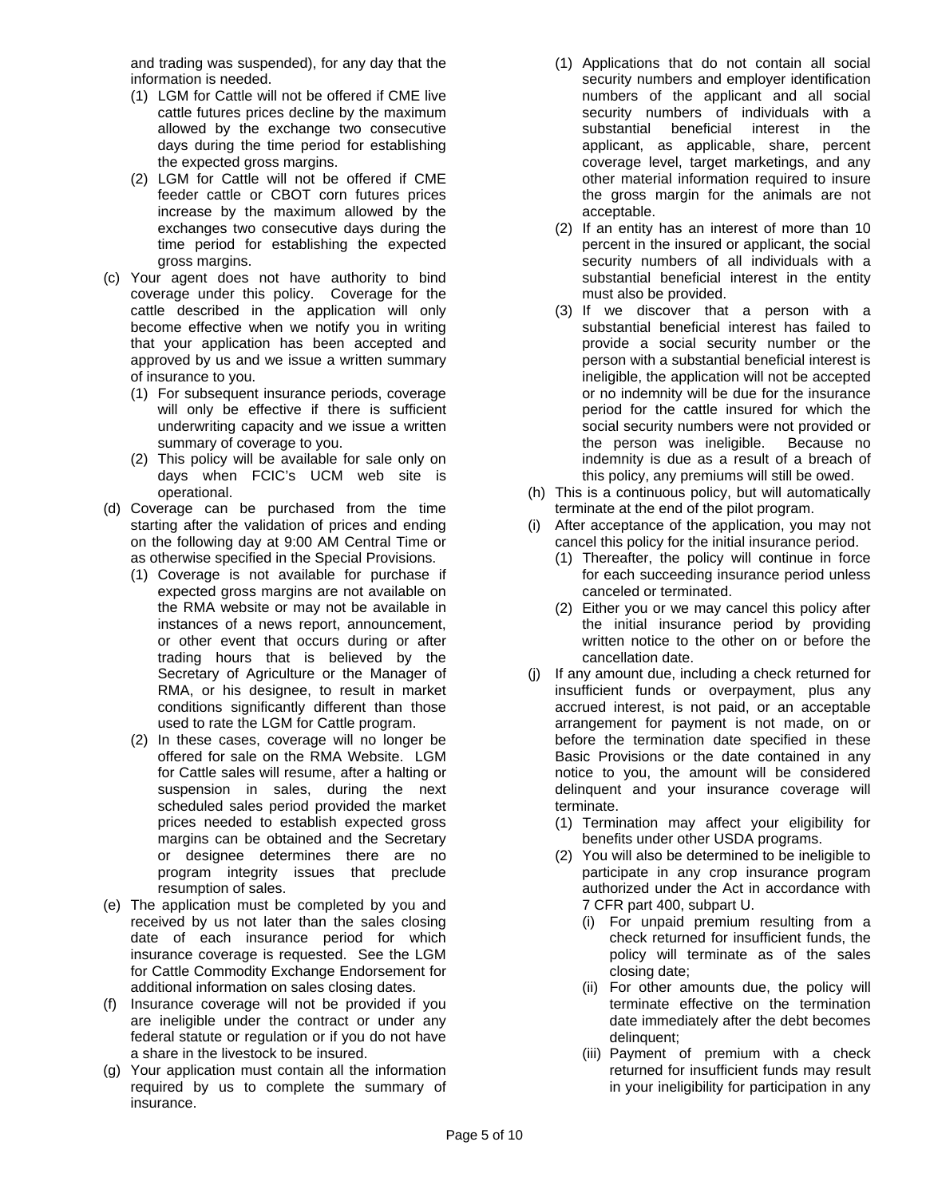and trading was suspended), for any day that the information is needed.

(1) LGM for Cattle will not be offered if CME live cattle futures prices decline by the maximum allowed by the exchange two consecutive days during the time period for establishing the expected gross margins.

(2) LGM for Cattle will not be offered if CME feeder cattle or CBOT corn futures prices increase by the maximum allowed by the exchanges two consecutive days during the time period for establishing the expected gross margins.

(c) Your agent does not have authority to bind coverage under this policy. Coverage for the cattle described in the application will only become effective when we notify you in writing that your application has been accepted and approved by us and we issue a written summary of insurance to you.

(1) For subsequent insurance periods, coverage will only be effective if there is sufficient underwriting capacity and we issue a written summary of coverage to you.

(2) This policy will be available for sale only on days when FCIC's UCM web site is operational.

(d) Coverage can be purchased from the time starting after the validation of prices and ending on the following day at 9:00 AM Central Time or as otherwise specified in the Special Provisions.

(1) Coverage is not available for purchase if expected gross margins are not available on the RMA website or may not be available in instances of a news report, announcement, or other event that occurs during or after trading hours that is believed by the Secretary of Agriculture or the Manager of RMA, or his designee, to result in market conditions significantly different than those used to rate the LGM for Cattle program.

(2) In these cases, coverage will no longer be offered for sale on the RMA Website. LGM for Cattle sales will resume, after a halting or suspension in sales, during the next scheduled sales period provided the market prices needed to establish expected gross margins can be obtained and the Secretary or designee determines there are no program integrity issues that preclude resumption of sales.

(e) The application must be completed by you and received by us not later than the sales closing date of each insurance period for which insurance coverage is requested. See the LGM for Cattle Commodity Exchange Endorsement for additional information on sales closing dates.

(f) Insurance coverage will not be provided if you are ineligible under the contract or under any federal statute or regulation or if you do not have a share in the livestock to be insured.

(g) Your application must contain all the information required by us to complete the summary of insurance.

(1) Applications that do not contain all social security numbers and employer identification numbers of the applicant and all social security numbers of individuals with a substantial beneficial interest in the applicant, as applicable, share, percent coverage level, target marketings, and any other material information required to insure the gross margin for the animals are not acceptable.

(2) If an entity has an interest of more than 10 percent in the insured or applicant, the social security numbers of all individuals with a substantial beneficial interest in the entity must also be provided.

(3) If we discover that a person with a substantial beneficial interest has failed to provide a social security number or the person with a substantial beneficial interest is ineligible, the application will not be accepted or no indemnity will be due for the insurance period for the cattle insured for which the social security numbers were not provided or the person was ineligible. Because no indemnity is due as a result of a breach of this policy, any premiums will still be owed.

(h) This is a continuous policy, but will automatically terminate at the end of the pilot program.

(i) After acceptance of the application, you may not cancel this policy for the initial insurance period.

(1) Thereafter, the policy will continue in force for each succeeding insurance period unless canceled or terminated.

(2) Either you or we may cancel this policy after the initial insurance period by providing written notice to the other on or before the cancellation date.

(j) If any amount due, including a check returned for insufficient funds or overpayment, plus any accrued interest, is not paid, or an acceptable arrangement for payment is not made, on or before the termination date specified in these Basic Provisions or the date contained in any notice to you, the amount will be considered delinquent and your insurance coverage will terminate.

(1) Termination may affect your eligibility for benefits under other USDA programs.

(2) You will also be determined to be ineligible to participate in any crop insurance program authorized under the Act in accordance with 7 CFR part 400, subpart U.

(i) For unpaid premium resulting from a check returned for insufficient funds, the policy will terminate as of the sales closing date;

(ii) For other amounts due, the policy will terminate effective on the termination date immediately after the debt becomes delinquent;

(iii) Payment of premium with a check returned for insufficient funds may result in your ineligibility for participation in any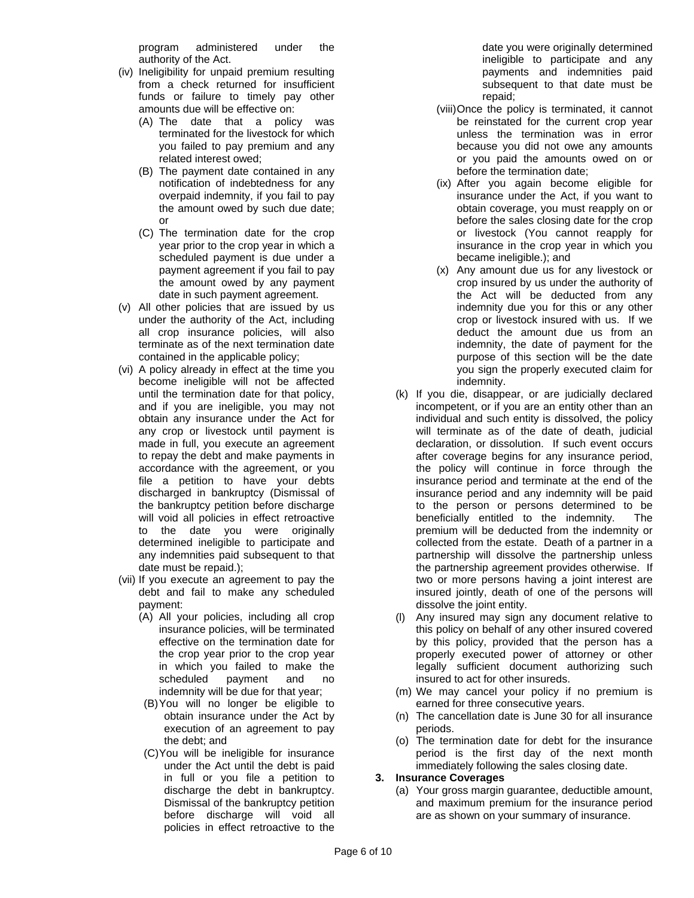program administered under the authority of the Act.

(iv) Ineligibility for unpaid premium resulting from a check returned for insufficient funds or failure to timely pay other amounts due will be effective on:

   (A) The date that a policy was terminated for the livestock for which you failed to pay premium and any related interest owed;

   (B) The payment date contained in any notification of indebtedness for any overpaid indemnity, if you fail to pay the amount owed by such due date; or

   (C) The termination date for the crop year prior to the crop year in which a scheduled payment is due under a payment agreement if you fail to pay the amount owed by any payment date in such payment agreement.

(v) All other policies that are issued by us under the authority of the Act, including all crop insurance policies, will also terminate as of the next termination date contained in the applicable policy;

(vi) A policy already in effect at the time you become ineligible will not be affected until the termination date for that policy, and if you are ineligible, you may not obtain any insurance under the Act for any crop or livestock until payment is made in full, you execute an agreement to repay the debt and make payments in accordance with the agreement, or you file a petition to have your debts discharged in bankruptcy (Dismissal of the bankruptcy petition before discharge will void all policies in effect retroactive to the date you were originally determined ineligible to participate and any indemnities paid subsequent to that date must be repaid.);

(vii) If you execute an agreement to pay the debt and fail to make any scheduled payment:

   (A) All your policies, including all crop insurance policies, will be terminated effective on the termination date for the crop year prior to the crop year in which you failed to make the scheduled payment and no indemnity will be due for that year;

   (B) You will no longer be eligible to obtain insurance under the Act by execution of an agreement to pay the debt; and

   (C) You will be ineligible for insurance under the Act until the debt is paid in full or you file a petition to discharge the debt in bankruptcy. Dismissal of the bankruptcy petition before discharge will void all policies in effect retroactive to the date you were originally determined ineligible to participate and any payments and indemnities paid subsequent to that date must be repaid;

(viii) Once the policy is terminated, it cannot be reinstated for the current crop year unless the termination was in error because you did not owe any amounts or you paid the amounts owed on or before the termination date;

(ix) After you again become eligible for insurance under the Act, if you want to obtain coverage, you must reapply on or before the sales closing date for the crop or livestock (You cannot reapply for insurance in the crop year in which you became ineligible.); and

(x) Any amount due us for any livestock or crop insured by us under the authority of the Act will be deducted from any indemnity due you for this or any other crop or livestock insured with us. If we deduct the amount due us from an indemnity, the date of payment for the purpose of this section will be the date you sign the properly executed claim for indemnity.

(k) If you die, disappear, or are judicially declared incompetent, or if you are an entity other than an individual and such entity is dissolved, the policy will terminate as of the date of death, judicial declaration, or dissolution. If such event occurs after coverage begins for any insurance period, the policy will continue in force through the insurance period and terminate at the end of the insurance period and any indemnity will be paid to the person or persons determined to be beneficially entitled to the indemnity. The premium will be deducted from the indemnity or collected from the estate. Death of a partner in a partnership will dissolve the partnership unless the partnership agreement provides otherwise. If two or more persons having a joint interest are insured jointly, death of one of the persons will dissolve the joint entity.

(l) Any insured may sign any document relative to this policy on behalf of any other insured covered by this policy, provided that the person has a properly executed power of attorney or other legally sufficient document authorizing such insured to act for other insureds.

(m) We may cancel your policy if no premium is earned for three consecutive years.

(n) The cancellation date is June 30 for all insurance periods.

(o) The termination date for debt for the insurance period is the first day of the next month immediately following the sales closing date.

**3. Insurance Coverages**

(a) Your gross margin guarantee, deductible amount, and maximum premium for the insurance period are as shown on your summary of insurance.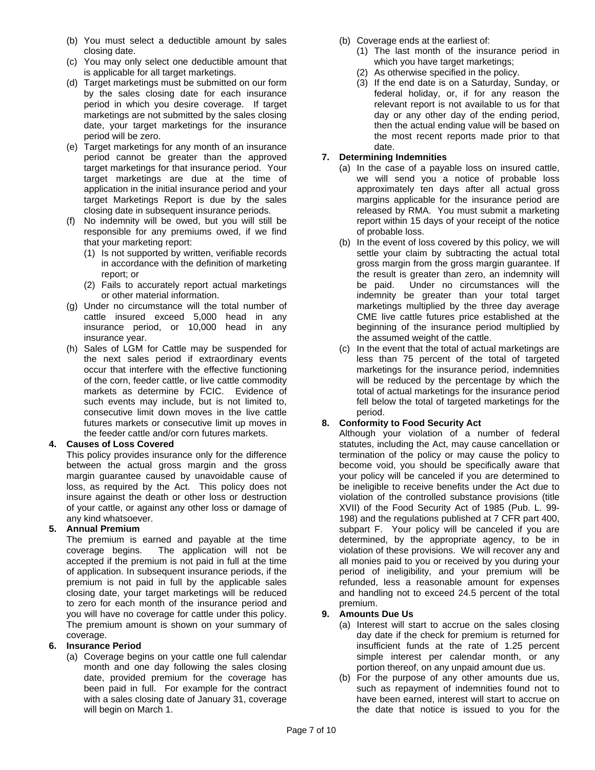(b) You must select a deductible amount by sales closing date.

(c) You may only select one deductible amount that is applicable for all target marketings.

(d) Target marketings must be submitted on our form by the sales closing date for each insurance period in which you desire coverage. If target marketings are not submitted by the sales closing date, your target marketings for the insurance period will be zero.

(e) Target marketings for any month of an insurance period cannot be greater than the approved target marketings for that insurance period. Your target marketings are due at the time of application in the initial insurance period and your target Marketings Report is due by the sales closing date in subsequent insurance periods.

(f) No indemnity will be owed, but you will still be responsible for any premiums owed, if we find that your marketing report:

  (1) Is not supported by written, verifiable records in accordance with the definition of marketing report; or

  (2) Fails to accurately report actual marketings or other material information.

(g) Under no circumstance will the total number of cattle insured exceed 5,000 head in any insurance period, or 10,000 head in any insurance year.

(h) Sales of LGM for Cattle may be suspended for the next sales period if extraordinary events occur that interfere with the effective functioning of the corn, feeder cattle, or live cattle commodity markets as determine by FCIC. Evidence of such events may include, but is not limited to, consecutive limit down moves in the live cattle futures markets or consecutive limit up moves in the feeder cattle and/or corn futures markets.

**4. Causes of Loss Covered**

This policy provides insurance only for the difference between the actual gross margin and the gross margin guarantee caused by unavoidable cause of loss, as required by the Act. This policy does not insure against the death or other loss or destruction of your cattle, or against any other loss or damage of any kind whatsoever.

**5. Annual Premium**

The premium is earned and payable at the time coverage begins. The application will not be accepted if the premium is not paid in full at the time of application. In subsequent insurance periods, if the premium is not paid in full by the applicable sales closing date, your target marketings will be reduced to zero for each month of the insurance period and you will have no coverage for cattle under this policy. The premium amount is shown on your summary of coverage.

**6. Insurance Period**

(a) Coverage begins on your cattle one full calendar month and one day following the sales closing date, provided premium for the coverage has been paid in full. For example for the contract with a sales closing date of January 31, coverage will begin on March 1.

(b) Coverage ends at the earliest of:

  (1) The last month of the insurance period in which you have target marketings;

  (2) As otherwise specified in the policy.

  (3) If the end date is on a Saturday, Sunday, or federal holiday, or, if for any reason the relevant report is not available to us for that day or any other day of the ending period, then the actual ending value will be based on the most recent reports made prior to that date.

**7. Determining Indemnities**

(a) In the case of a payable loss on insured cattle, we will send you a notice of probable loss approximately ten days after all actual gross margins applicable for the insurance period are released by RMA. You must submit a marketing report within 15 days of your receipt of the notice of probable loss.

(b) In the event of loss covered by this policy, we will settle your claim by subtracting the actual total gross margin from the gross margin guarantee. If the result is greater than zero, an indemnity will be paid. Under no circumstances will the indemnity be greater than your total target marketings multiplied by the three day average CME live cattle futures price established at the beginning of the insurance period multiplied by the assumed weight of the cattle.

(c) In the event that the total of actual marketings are less than 75 percent of the total of targeted marketings for the insurance period, indemnities will be reduced by the percentage by which the total of actual marketings for the insurance period fell below the total of targeted marketings for the period.

**8. Conformity to Food Security Act**

Although your violation of a number of federal statutes, including the Act, may cause cancellation or termination of the policy or may cause the policy to become void, you should be specifically aware that your policy will be canceled if you are determined to be ineligible to receive benefits under the Act due to violation of the controlled substance provisions (title XVII) of the Food Security Act of 1985 (Pub. L. 99-198) and the regulations published at 7 CFR part 400, subpart F. Your policy will be canceled if you are determined, by the appropriate agency, to be in violation of these provisions. We will recover any and all monies paid to you or received by you during your period of ineligibility, and your premium will be refunded, less a reasonable amount for expenses and handling not to exceed 24.5 percent of the total premium.

**9. Amounts Due Us**

(a) Interest will start to accrue on the sales closing day date if the check for premium is returned for insufficient funds at the rate of 1.25 percent simple interest per calendar month, or any portion thereof, on any unpaid amount due us.

(b) For the purpose of any other amounts due us, such as repayment of indemnities found not to have been earned, interest will start to accrue on the date that notice is issued to you for the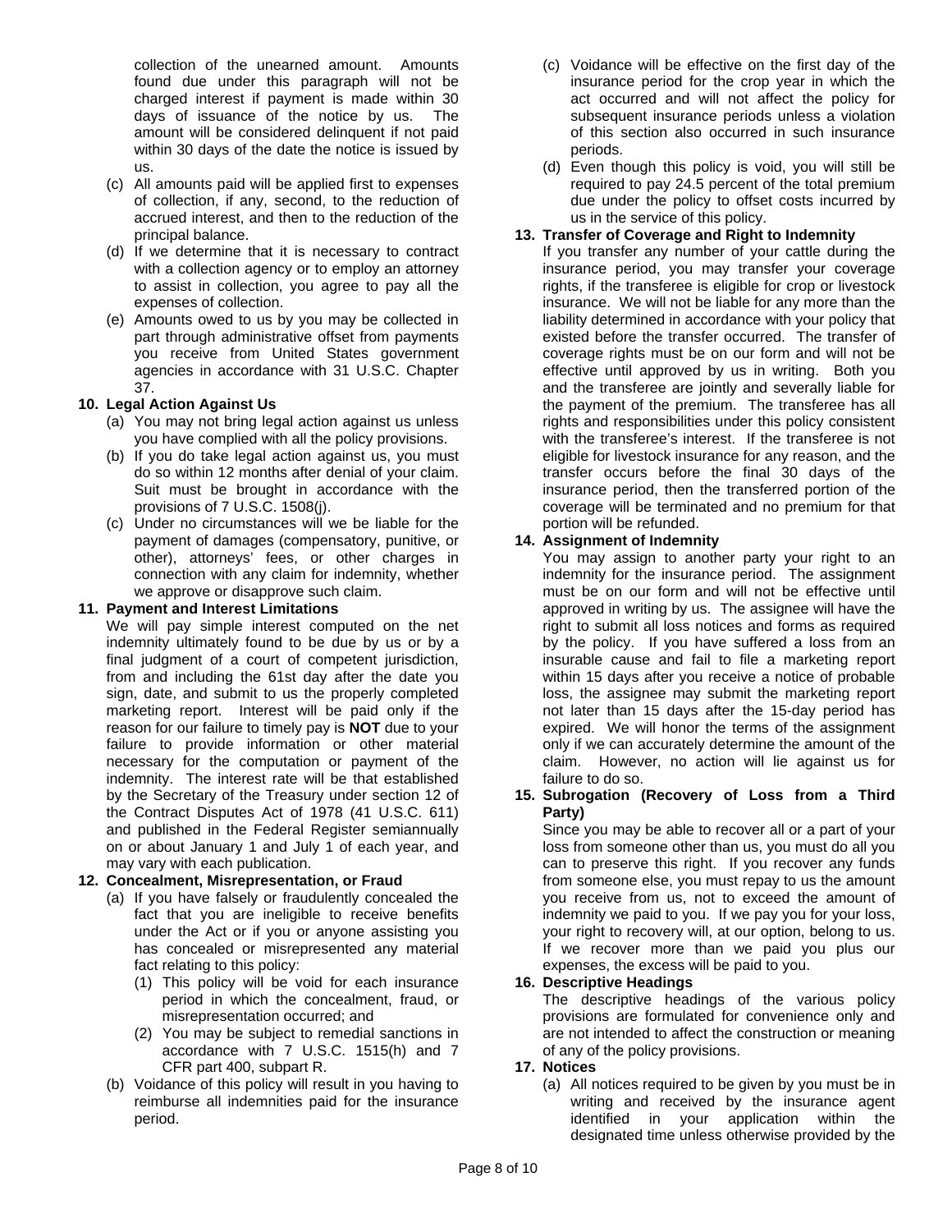collection of the unearned amount. Amounts found due under this paragraph will not be charged interest if payment is made within 30 days of issuance of the notice by us. The amount will be considered delinquent if not paid within 30 days of the date the notice is issued by us.

(c) All amounts paid will be applied first to expenses of collection, if any, second, to the reduction of accrued interest, and then to the reduction of the principal balance.

(d) If we determine that it is necessary to contract with a collection agency or to employ an attorney to assist in collection, you agree to pay all the expenses of collection.

(e) Amounts owed to us by you may be collected in part through administrative offset from payments you receive from United States government agencies in accordance with 31 U.S.C. Chapter 37.

**10. Legal Action Against Us**

(a) You may not bring legal action against us unless you have complied with all the policy provisions.

(b) If you do take legal action against us, you must do so within 12 months after denial of your claim. Suit must be brought in accordance with the provisions of 7 U.S.C. 1508(j).

(c) Under no circumstances will we be liable for the payment of damages (compensatory, punitive, or other), attorneys' fees, or other charges in connection with any claim for indemnity, whether we approve or disapprove such claim.

**11. Payment and Interest Limitations**

We will pay simple interest computed on the net indemnity ultimately found to be due by us or by a final judgment of a court of competent jurisdiction, from and including the 61st day after the date you sign, date, and submit to us the properly completed marketing report. Interest will be paid only if the reason for our failure to timely pay is **NOT** due to your failure to provide information or other material necessary for the computation or payment of the indemnity. The interest rate will be that established by the Secretary of the Treasury under section 12 of the Contract Disputes Act of 1978 (41 U.S.C. 611) and published in the Federal Register semiannually on or about January 1 and July 1 of each year, and may vary with each publication.

**12. Concealment, Misrepresentation, or Fraud**

(a) If you have falsely or fraudulently concealed the fact that you are ineligible to receive benefits under the Act or if you or anyone assisting you has concealed or misrepresented any material fact relating to this policy:

(1) This policy will be void for each insurance period in which the concealment, fraud, or misrepresentation occurred; and

(2) You may be subject to remedial sanctions in accordance with 7 U.S.C. 1515(h) and 7 CFR part 400, subpart R.

(b) Voidance of this policy will result in you having to reimburse all indemnities paid for the insurance period.

(c) Voidance will be effective on the first day of the insurance period for the crop year in which the act occurred and will not affect the policy for subsequent insurance periods unless a violation of this section also occurred in such insurance periods.

(d) Even though this policy is void, you will still be required to pay 24.5 percent of the total premium due under the policy to offset costs incurred by us in the service of this policy.

**13. Transfer of Coverage and Right to Indemnity**

If you transfer any number of your cattle during the insurance period, you may transfer your coverage rights, if the transferee is eligible for crop or livestock insurance. We will not be liable for any more than the liability determined in accordance with your policy that existed before the transfer occurred. The transfer of coverage rights must be on our form and will not be effective until approved by us in writing. Both you and the transferee are jointly and severally liable for the payment of the premium. The transferee has all rights and responsibilities under this policy consistent with the transferee's interest. If the transferee is not eligible for livestock insurance for any reason, and the transfer occurs before the final 30 days of the insurance period, then the transferred portion of the coverage will be terminated and no premium for that portion will be refunded.

**14. Assignment of Indemnity**

You may assign to another party your right to an indemnity for the insurance period. The assignment must be on our form and will not be effective until approved in writing by us. The assignee will have the right to submit all loss notices and forms as required by the policy. If you have suffered a loss from an insurable cause and fail to file a marketing report within 15 days after you receive a notice of probable loss, the assignee may submit the marketing report not later than 15 days after the 15-day period has expired. We will honor the terms of the assignment only if we can accurately determine the amount of the claim. However, no action will lie against us for failure to do so.

**15. Subrogation (Recovery of Loss from a Third Party)**

Since you may be able to recover all or a part of your loss from someone other than us, you must do all you can to preserve this right. If you recover any funds from someone else, you must repay to us the amount you receive from us, not to exceed the amount of indemnity we paid to you. If we pay you for your loss, your right to recovery will, at our option, belong to us. If we recover more than we paid you plus our expenses, the excess will be paid to you.

**16. Descriptive Headings**

The descriptive headings of the various policy provisions are formulated for convenience only and are not intended to affect the construction or meaning of any of the policy provisions.

**17. Notices**

(a) All notices required to be given by you must be in writing and received by the insurance agent identified in your application within the designated time unless otherwise provided by the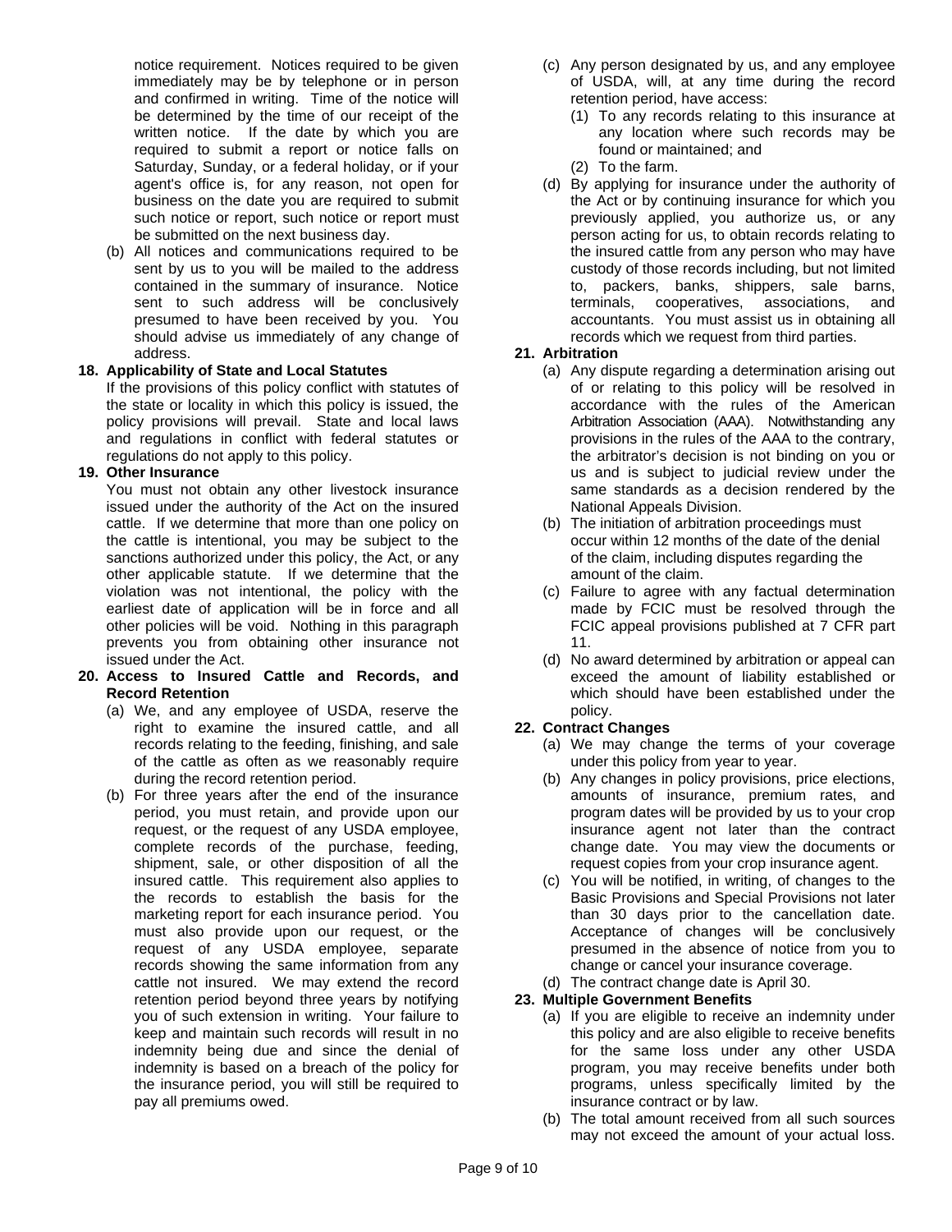notice requirement. Notices required to be given immediately may be by telephone or in person and confirmed in writing. Time of the notice will be determined by the time of our receipt of the written notice. If the date by which you are required to submit a report or notice falls on Saturday, Sunday, or a federal holiday, or if your agent's office is, for any reason, not open for business on the date you are required to submit such notice or report, such notice or report must be submitted on the next business day.

(b) All notices and communications required to be sent by us to you will be mailed to the address contained in the summary of insurance. Notice sent to such address will be conclusively presumed to have been received by you. You should advise us immediately of any change of address.

**18. Applicability of State and Local Statutes**

If the provisions of this policy conflict with statutes of the state or locality in which this policy is issued, the policy provisions will prevail. State and local laws and regulations in conflict with federal statutes or regulations do not apply to this policy.

**19. Other Insurance**

You must not obtain any other livestock insurance issued under the authority of the Act on the insured cattle. If we determine that more than one policy on the cattle is intentional, you may be subject to the sanctions authorized under this policy, the Act, or any other applicable statute. If we determine that the violation was not intentional, the policy with the earliest date of application will be in force and all other policies will be void. Nothing in this paragraph prevents you from obtaining other insurance not issued under the Act.

**20. Access to Insured Cattle and Records, and Record Retention**

(a) We, and any employee of USDA, reserve the right to examine the insured cattle, and all records relating to the feeding, finishing, and sale of the cattle as often as we reasonably require during the record retention period.

(b) For three years after the end of the insurance period, you must retain, and provide upon our request, or the request of any USDA employee, complete records of the purchase, feeding, shipment, sale, or other disposition of all the insured cattle. This requirement also applies to the records to establish the basis for the marketing report for each insurance period. You must also provide upon our request, or the request of any USDA employee, separate records showing the same information from any cattle not insured. We may extend the record retention period beyond three years by notifying you of such extension in writing. Your failure to keep and maintain such records will result in no indemnity being due and since the denial of indemnity is based on a breach of the policy for the insurance period, you will still be required to pay all premiums owed.

(c) Any person designated by us, and any employee of USDA, will, at any time during the record retention period, have access:

(1) To any records relating to this insurance at any location where such records may be found or maintained; and

(2) To the farm.

(d) By applying for insurance under the authority of the Act or by continuing insurance for which you previously applied, you authorize us, or any person acting for us, to obtain records relating to the insured cattle from any person who may have custody of those records including, but not limited to, packers, banks, shippers, sale barns, terminals, cooperatives, associations, and accountants. You must assist us in obtaining all records which we request from third parties.

**21. Arbitration**

(a) Any dispute regarding a determination arising out of or relating to this policy will be resolved in accordance with the rules of the American Arbitration Association (AAA). Notwithstanding any provisions in the rules of the AAA to the contrary, the arbitrator's decision is not binding on you or us and is subject to judicial review under the same standards as a decision rendered by the National Appeals Division.

(b) The initiation of arbitration proceedings must occur within 12 months of the date of the denial of the claim, including disputes regarding the amount of the claim.

(c) Failure to agree with any factual determination made by FCIC must be resolved through the FCIC appeal provisions published at 7 CFR part 11.

(d) No award determined by arbitration or appeal can exceed the amount of liability established or which should have been established under the policy.

**22. Contract Changes**

(a) We may change the terms of your coverage under this policy from year to year.

(b) Any changes in policy provisions, price elections, amounts of insurance, premium rates, and program dates will be provided by us to your crop insurance agent not later than the contract change date. You may view the documents or request copies from your crop insurance agent.

(c) You will be notified, in writing, of changes to the Basic Provisions and Special Provisions not later than 30 days prior to the cancellation date. Acceptance of changes will be conclusively presumed in the absence of notice from you to change or cancel your insurance coverage.

(d) The contract change date is April 30.

**23. Multiple Government Benefits**

(a) If you are eligible to receive an indemnity under this policy and are also eligible to receive benefits for the same loss under any other USDA program, you may receive benefits under both programs, unless specifically limited by the insurance contract or by law.

(b) The total amount received from all such sources may not exceed the amount of your actual loss.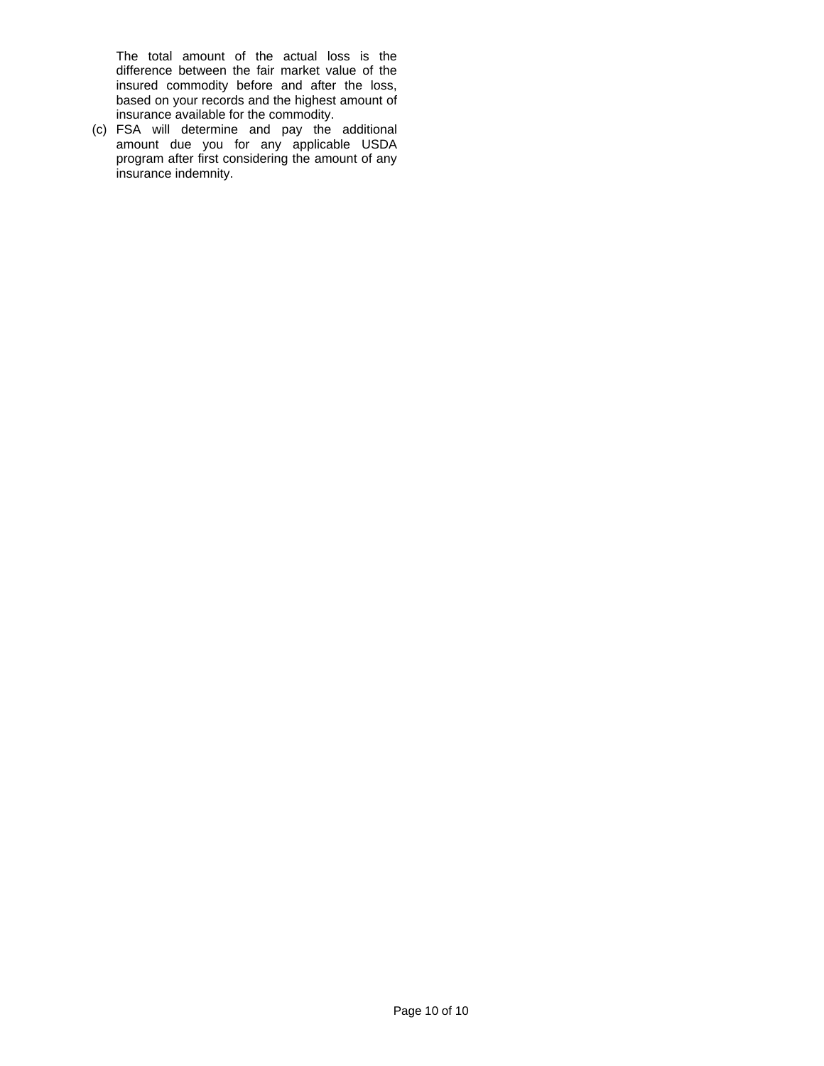The total amount of the actual loss is the difference between the fair market value of the insured commodity before and after the loss, based on your records and the highest amount of insurance available for the commodity.

(c) FSA will determine and pay the additional amount due you for any applicable USDA program after first considering the amount of any insurance indemnity.